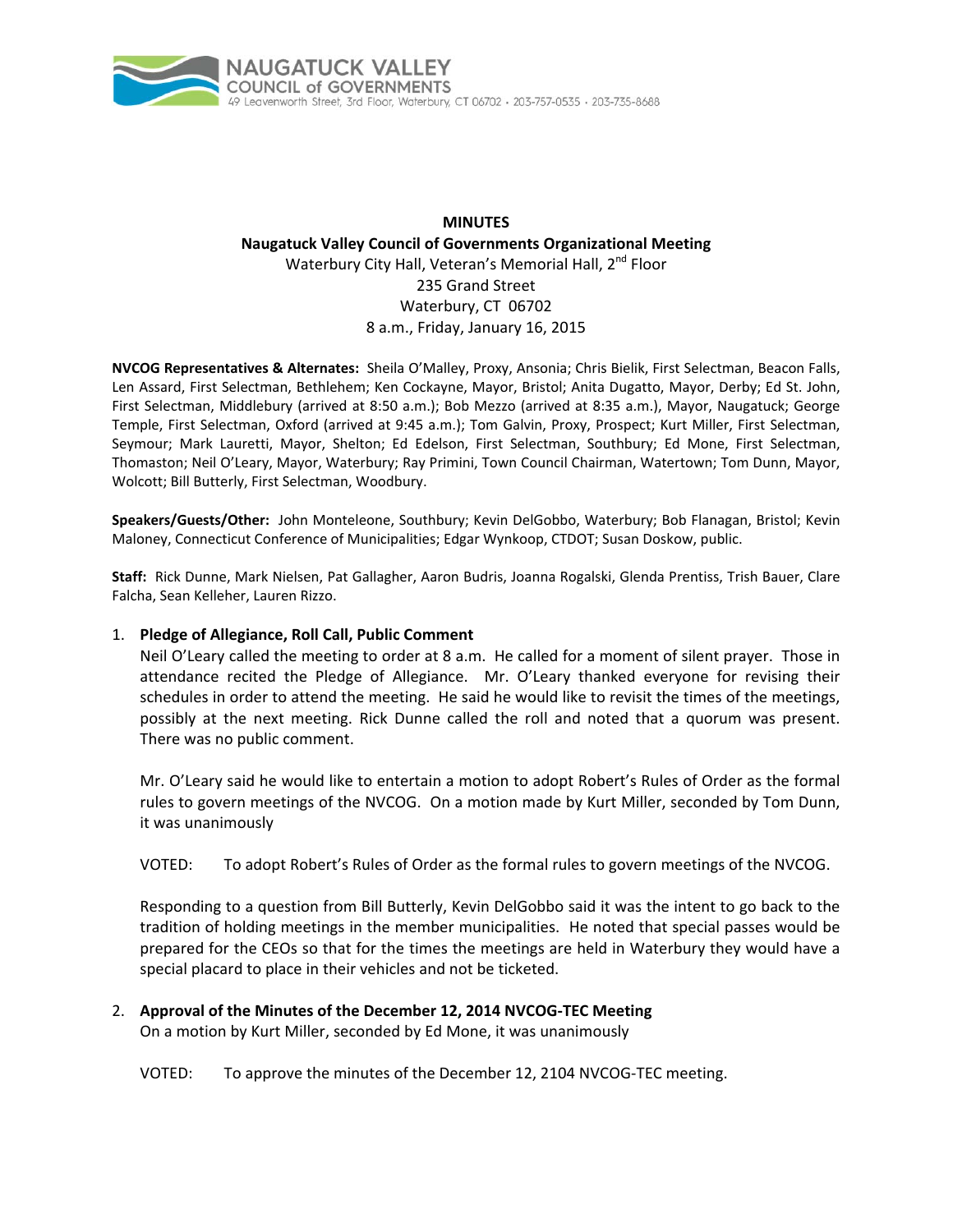NAUGATUCK VALLEY COUNCIL of GOVERNMENTS
49 Leavenworth Street, 3rd Floor, Waterbury, CT 06702 • 203-757-0535 • 203-735-8688

**MINUTES**
**Naugatuck Valley Council of Governments Organizational Meeting**
Waterbury City Hall, Veteran's Memorial Hall, 2nd Floor
235 Grand Street
Waterbury, CT 06702
8 a.m., Friday, January 16, 2015

**NVCOG Representatives & Alternates:** Sheila O'Malley, Proxy, Ansonia; Chris Bielik, First Selectman, Beacon Falls, Len Assard, First Selectman, Bethlehem; Ken Cockayne, Mayor, Bristol; Anita Dugatto, Mayor, Derby; Ed St. John, First Selectman, Middlebury (arrived at 8:50 a.m.); Bob Mezzo (arrived at 8:35 a.m.), Mayor, Naugatuck; George Temple, First Selectman, Oxford (arrived at 9:45 a.m.); Tom Galvin, Proxy, Prospect; Kurt Miller, First Selectman, Seymour; Mark Lauretti, Mayor, Shelton; Ed Edelson, First Selectman, Southbury; Ed Mone, First Selectman, Thomaston; Neil O'Leary, Mayor, Waterbury; Ray Primini, Town Council Chairman, Watertown; Tom Dunn, Mayor, Wolcott; Bill Butterly, First Selectman, Woodbury.

**Speakers/Guests/Other:** John Monteleone, Southbury; Kevin DelGobbo, Waterbury; Bob Flanagan, Bristol; Kevin Maloney, Connecticut Conference of Municipalities; Edgar Wynkoop, CTDOT; Susan Doskow, public.

**Staff:** Rick Dunne, Mark Nielsen, Pat Gallagher, Aaron Budris, Joanna Rogalski, Glenda Prentiss, Trish Bauer, Clare Falcha, Sean Kelleher, Lauren Rizzo.

1. **Pledge of Allegiance, Roll Call, Public Comment**
   Neil O'Leary called the meeting to order at 8 a.m. He called for a moment of silent prayer. Those in attendance recited the Pledge of Allegiance. Mr. O'Leary thanked everyone for revising their schedules in order to attend the meeting. He said he would like to revisit the times of the meetings, possibly at the next meeting. Rick Dunne called the roll and noted that a quorum was present. There was no public comment.

   Mr. O'Leary said he would like to entertain a motion to adopt Robert's Rules of Order as the formal rules to govern meetings of the NVCOG. On a motion made by Kurt Miller, seconded by Tom Dunn, it was unanimously

   VOTED: To adopt Robert's Rules of Order as the formal rules to govern meetings of the NVCOG.

   Responding to a question from Bill Butterly, Kevin DelGobbo said it was the intent to go back to the tradition of holding meetings in the member municipalities. He noted that special passes would be prepared for the CEOs so that for the times the meetings are held in Waterbury they would have a special placard to place in their vehicles and not be ticketed.

2. **Approval of the Minutes of the December 12, 2014 NVCOG-TEC Meeting**
   On a motion by Kurt Miller, seconded by Ed Mone, it was unanimously

   VOTED: To approve the minutes of the December 12, 2104 NVCOG-TEC meeting.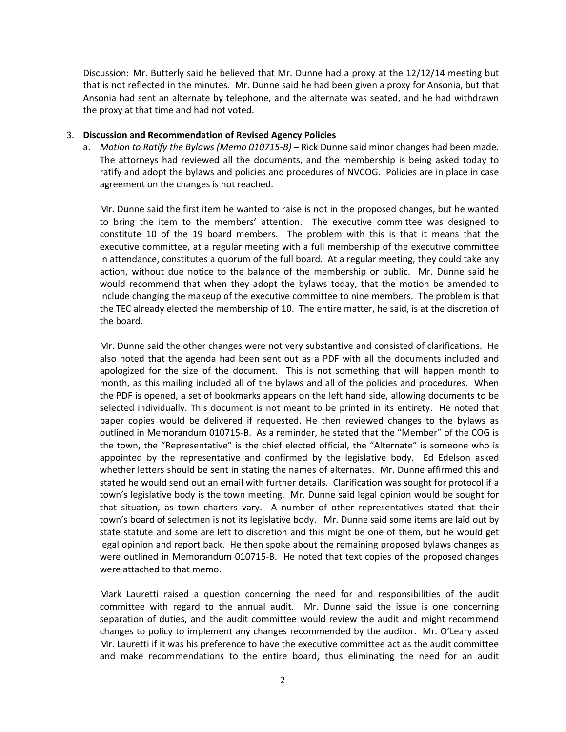Discussion: Mr. Butterly said he believed that Mr. Dunne had a proxy at the 12/12/14 meeting but that is not reflected in the minutes. Mr. Dunne said he had been given a proxy for Ansonia, but that Ansonia had sent an alternate by telephone, and the alternate was seated, and he had withdrawn the proxy at that time and had not voted.

3. **Discussion and Recommendation of Revised Agency Policies**
   a. *Motion to Ratify the Bylaws (Memo 010715-B)* – Rick Dunne said minor changes had been made. The attorneys had reviewed all the documents, and the membership is being asked today to ratify and adopt the bylaws and policies and procedures of NVCOG. Policies are in place in case agreement on the changes is not reached.

   Mr. Dunne said the first item he wanted to raise is not in the proposed changes, but he wanted to bring the item to the members' attention. The executive committee was designed to constitute 10 of the 19 board members. The problem with this is that it means that the executive committee, at a regular meeting with a full membership of the executive committee in attendance, constitutes a quorum of the full board. At a regular meeting, they could take any action, without due notice to the balance of the membership or public. Mr. Dunne said he would recommend that when they adopt the bylaws today, that the motion be amended to include changing the makeup of the executive committee to nine members. The problem is that the TEC already elected the membership of 10. The entire matter, he said, is at the discretion of the board.

   Mr. Dunne said the other changes were not very substantive and consisted of clarifications. He also noted that the agenda had been sent out as a PDF with all the documents included and apologized for the size of the document. This is not something that will happen month to month, as this mailing included all of the bylaws and all of the policies and procedures. When the PDF is opened, a set of bookmarks appears on the left hand side, allowing documents to be selected individually. This document is not meant to be printed in its entirety. He noted that paper copies would be delivered if requested. He then reviewed changes to the bylaws as outlined in Memorandum 010715-B. As a reminder, he stated that the "Member" of the COG is the town, the "Representative" is the chief elected official, the "Alternate" is someone who is appointed by the representative and confirmed by the legislative body. Ed Edelson asked whether letters should be sent in stating the names of alternates. Mr. Dunne affirmed this and stated he would send out an email with further details. Clarification was sought for protocol if a town's legislative body is the town meeting. Mr. Dunne said legal opinion would be sought for that situation, as town charters vary. A number of other representatives stated that their town's board of selectmen is not its legislative body. Mr. Dunne said some items are laid out by state statute and some are left to discretion and this might be one of them, but he would get legal opinion and report back. He then spoke about the remaining proposed bylaws changes as were outlined in Memorandum 010715-B. He noted that text copies of the proposed changes were attached to that memo.

   Mark Lauretti raised a question concerning the need for and responsibilities of the audit committee with regard to the annual audit. Mr. Dunne said the issue is one concerning separation of duties, and the audit committee would review the audit and might recommend changes to policy to implement any changes recommended by the auditor. Mr. O'Leary asked Mr. Lauretti if it was his preference to have the executive committee act as the audit committee and make recommendations to the entire board, thus eliminating the need for an audit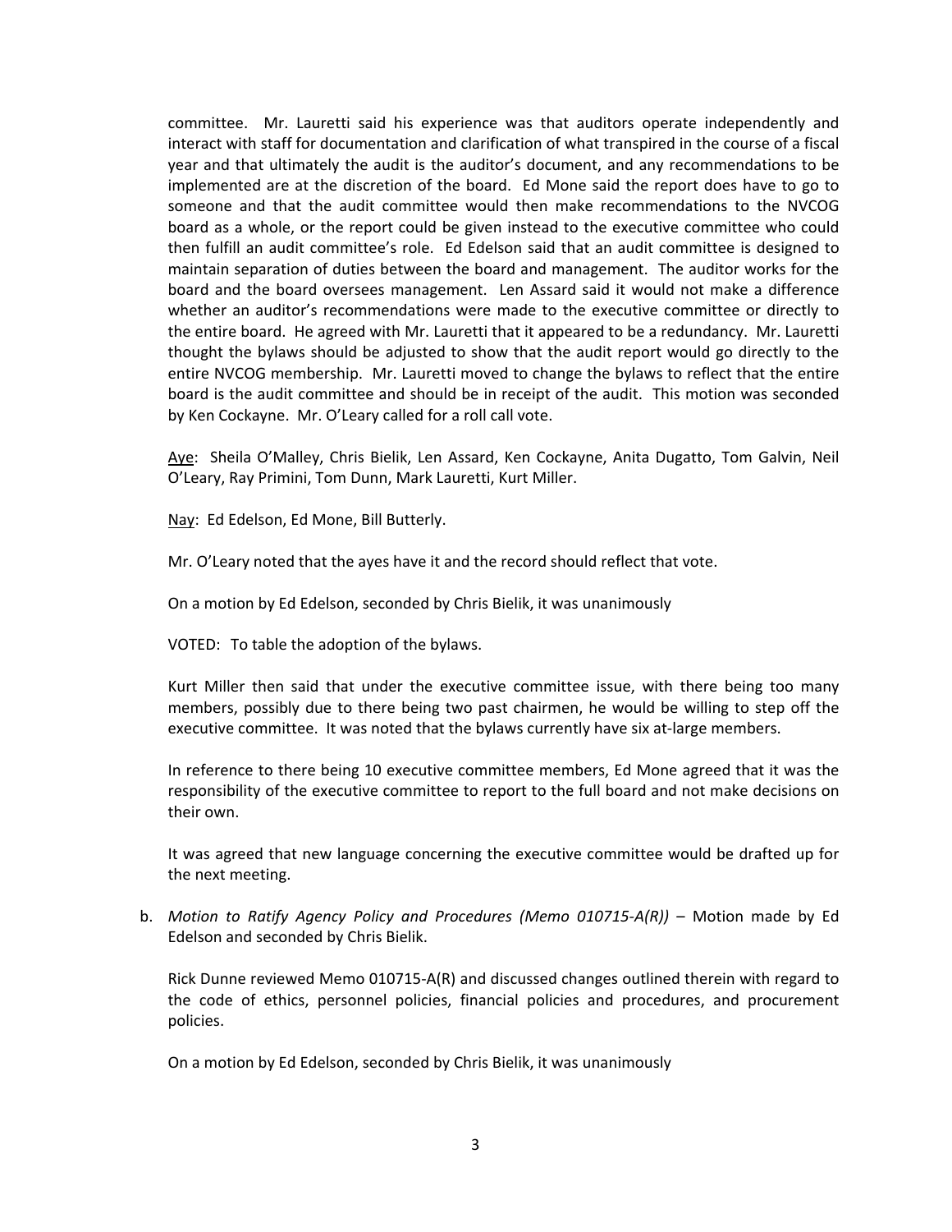committee. Mr. Lauretti said his experience was that auditors operate independently and interact with staff for documentation and clarification of what transpired in the course of a fiscal year and that ultimately the audit is the auditor's document, and any recommendations to be implemented are at the discretion of the board. Ed Mone said the report does have to go to someone and that the audit committee would then make recommendations to the NVCOG board as a whole, or the report could be given instead to the executive committee who could then fulfill an audit committee's role. Ed Edelson said that an audit committee is designed to maintain separation of duties between the board and management. The auditor works for the board and the board oversees management. Len Assard said it would not make a difference whether an auditor's recommendations were made to the executive committee or directly to the entire board. He agreed with Mr. Lauretti that it appeared to be a redundancy. Mr. Lauretti thought the bylaws should be adjusted to show that the audit report would go directly to the entire NVCOG membership. Mr. Lauretti moved to change the bylaws to reflect that the entire board is the audit committee and should be in receipt of the audit. This motion was seconded by Ken Cockayne. Mr. O'Leary called for a roll call vote.

Aye: Sheila O'Malley, Chris Bielik, Len Assard, Ken Cockayne, Anita Dugatto, Tom Galvin, Neil O'Leary, Ray Primini, Tom Dunn, Mark Lauretti, Kurt Miller.

Nay: Ed Edelson, Ed Mone, Bill Butterly.

Mr. O'Leary noted that the ayes have it and the record should reflect that vote.

On a motion by Ed Edelson, seconded by Chris Bielik, it was unanimously

VOTED: To table the adoption of the bylaws.

Kurt Miller then said that under the executive committee issue, with there being too many members, possibly due to there being two past chairmen, he would be willing to step off the executive committee. It was noted that the bylaws currently have six at-large members.

In reference to there being 10 executive committee members, Ed Mone agreed that it was the responsibility of the executive committee to report to the full board and not make decisions on their own.

It was agreed that new language concerning the executive committee would be drafted up for the next meeting.

b. *Motion to Ratify Agency Policy and Procedures (Memo 010715-A(R))* – Motion made by Ed Edelson and seconded by Chris Bielik.

   Rick Dunne reviewed Memo 010715-A(R) and discussed changes outlined therein with regard to the code of ethics, personnel policies, financial policies and procedures, and procurement policies.

   On a motion by Ed Edelson, seconded by Chris Bielik, it was unanimously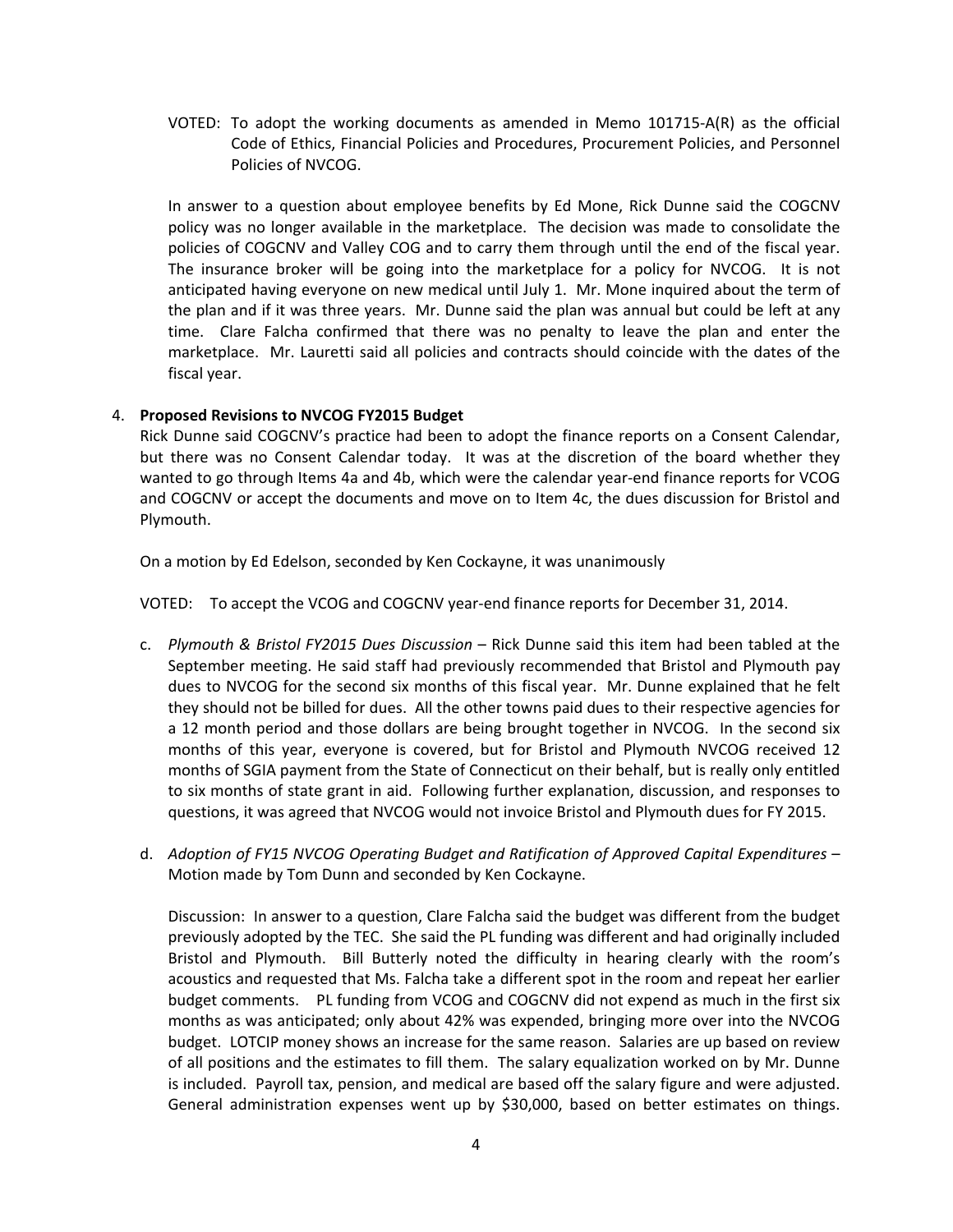VOTED: To adopt the working documents as amended in Memo 101715-A(R) as the official Code of Ethics, Financial Policies and Procedures, Procurement Policies, and Personnel Policies of NVCOG.

In answer to a question about employee benefits by Ed Mone, Rick Dunne said the COGCNV policy was no longer available in the marketplace. The decision was made to consolidate the policies of COGCNV and Valley COG and to carry them through until the end of the fiscal year. The insurance broker will be going into the marketplace for a policy for NVCOG. It is not anticipated having everyone on new medical until July 1. Mr. Mone inquired about the term of the plan and if it was three years. Mr. Dunne said the plan was annual but could be left at any time. Clare Falcha confirmed that there was no penalty to leave the plan and enter the marketplace. Mr. Lauretti said all policies and contracts should coincide with the dates of the fiscal year.

4. **Proposed Revisions to NVCOG FY2015 Budget**

Rick Dunne said COGCNV's practice had been to adopt the finance reports on a Consent Calendar, but there was no Consent Calendar today. It was at the discretion of the board whether they wanted to go through Items 4a and 4b, which were the calendar year-end finance reports for VCOG and COGCNV or accept the documents and move on to Item 4c, the dues discussion for Bristol and Plymouth.

On a motion by Ed Edelson, seconded by Ken Cockayne, it was unanimously

VOTED: To accept the VCOG and COGCNV year-end finance reports for December 31, 2014.

c. *Plymouth & Bristol FY2015 Dues Discussion* – Rick Dunne said this item had been tabled at the September meeting. He said staff had previously recommended that Bristol and Plymouth pay dues to NVCOG for the second six months of this fiscal year. Mr. Dunne explained that he felt they should not be billed for dues. All the other towns paid dues to their respective agencies for a 12 month period and those dollars are being brought together in NVCOG. In the second six months of this year, everyone is covered, but for Bristol and Plymouth NVCOG received 12 months of SGIA payment from the State of Connecticut on their behalf, but is really only entitled to six months of state grant in aid. Following further explanation, discussion, and responses to questions, it was agreed that NVCOG would not invoice Bristol and Plymouth dues for FY 2015.

d. *Adoption of FY15 NVCOG Operating Budget and Ratification of Approved Capital Expenditures* – Motion made by Tom Dunn and seconded by Ken Cockayne.

Discussion: In answer to a question, Clare Falcha said the budget was different from the budget previously adopted by the TEC. She said the PL funding was different and had originally included Bristol and Plymouth. Bill Butterly noted the difficulty in hearing clearly with the room's acoustics and requested that Ms. Falcha take a different spot in the room and repeat her earlier budget comments. PL funding from VCOG and COGCNV did not expend as much in the first six months as was anticipated; only about 42% was expended, bringing more over into the NVCOG budget. LOTCIP money shows an increase for the same reason. Salaries are up based on review of all positions and the estimates to fill them. The salary equalization worked on by Mr. Dunne is included. Payroll tax, pension, and medical are based off the salary figure and were adjusted. General administration expenses went up by $30,000, based on better estimates on things.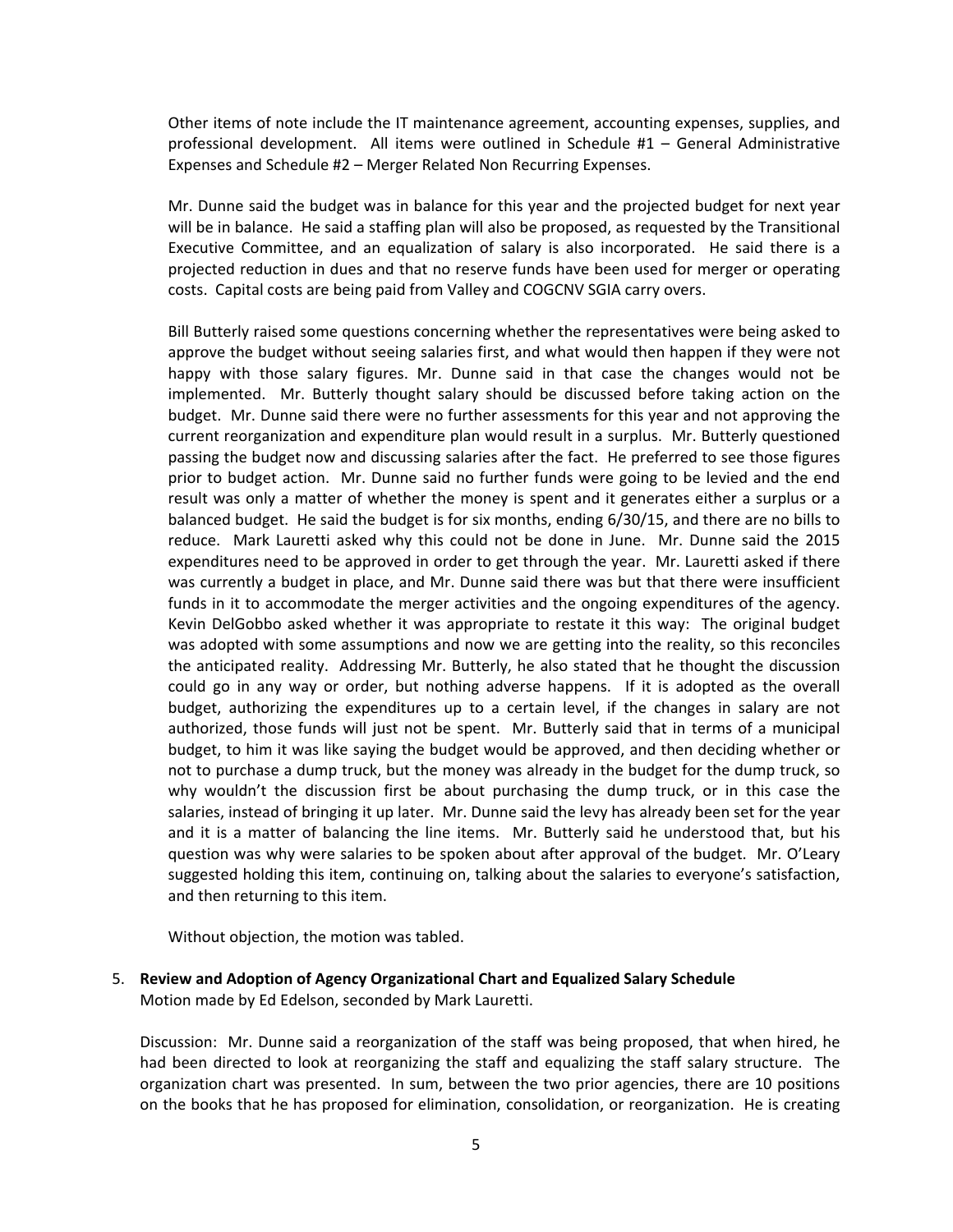Other items of note include the IT maintenance agreement, accounting expenses, supplies, and professional development. All items were outlined in Schedule #1 – General Administrative Expenses and Schedule #2 – Merger Related Non Recurring Expenses.

Mr. Dunne said the budget was in balance for this year and the projected budget for next year will be in balance. He said a staffing plan will also be proposed, as requested by the Transitional Executive Committee, and an equalization of salary is also incorporated. He said there is a projected reduction in dues and that no reserve funds have been used for merger or operating costs. Capital costs are being paid from Valley and COGCNV SGIA carry overs.

Bill Butterly raised some questions concerning whether the representatives were being asked to approve the budget without seeing salaries first, and what would then happen if they were not happy with those salary figures. Mr. Dunne said in that case the changes would not be implemented. Mr. Butterly thought salary should be discussed before taking action on the budget. Mr. Dunne said there were no further assessments for this year and not approving the current reorganization and expenditure plan would result in a surplus. Mr. Butterly questioned passing the budget now and discussing salaries after the fact. He preferred to see those figures prior to budget action. Mr. Dunne said no further funds were going to be levied and the end result was only a matter of whether the money is spent and it generates either a surplus or a balanced budget. He said the budget is for six months, ending 6/30/15, and there are no bills to reduce. Mark Lauretti asked why this could not be done in June. Mr. Dunne said the 2015 expenditures need to be approved in order to get through the year. Mr. Lauretti asked if there was currently a budget in place, and Mr. Dunne said there was but that there were insufficient funds in it to accommodate the merger activities and the ongoing expenditures of the agency. Kevin DelGobbo asked whether it was appropriate to restate it this way: The original budget was adopted with some assumptions and now we are getting into the reality, so this reconciles the anticipated reality. Addressing Mr. Butterly, he also stated that he thought the discussion could go in any way or order, but nothing adverse happens. If it is adopted as the overall budget, authorizing the expenditures up to a certain level, if the changes in salary are not authorized, those funds will just not be spent. Mr. Butterly said that in terms of a municipal budget, to him it was like saying the budget would be approved, and then deciding whether or not to purchase a dump truck, but the money was already in the budget for the dump truck, so why wouldn't the discussion first be about purchasing the dump truck, or in this case the salaries, instead of bringing it up later. Mr. Dunne said the levy has already been set for the year and it is a matter of balancing the line items. Mr. Butterly said he understood that, but his question was why were salaries to be spoken about after approval of the budget. Mr. O'Leary suggested holding this item, continuing on, talking about the salaries to everyone's satisfaction, and then returning to this item.

Without objection, the motion was tabled.

5. **Review and Adoption of Agency Organizational Chart and Equalized Salary Schedule**
   Motion made by Ed Edelson, seconded by Mark Lauretti.

   Discussion: Mr. Dunne said a reorganization of the staff was being proposed, that when hired, he had been directed to look at reorganizing the staff and equalizing the staff salary structure. The organization chart was presented. In sum, between the two prior agencies, there are 10 positions on the books that he has proposed for elimination, consolidation, or reorganization. He is creating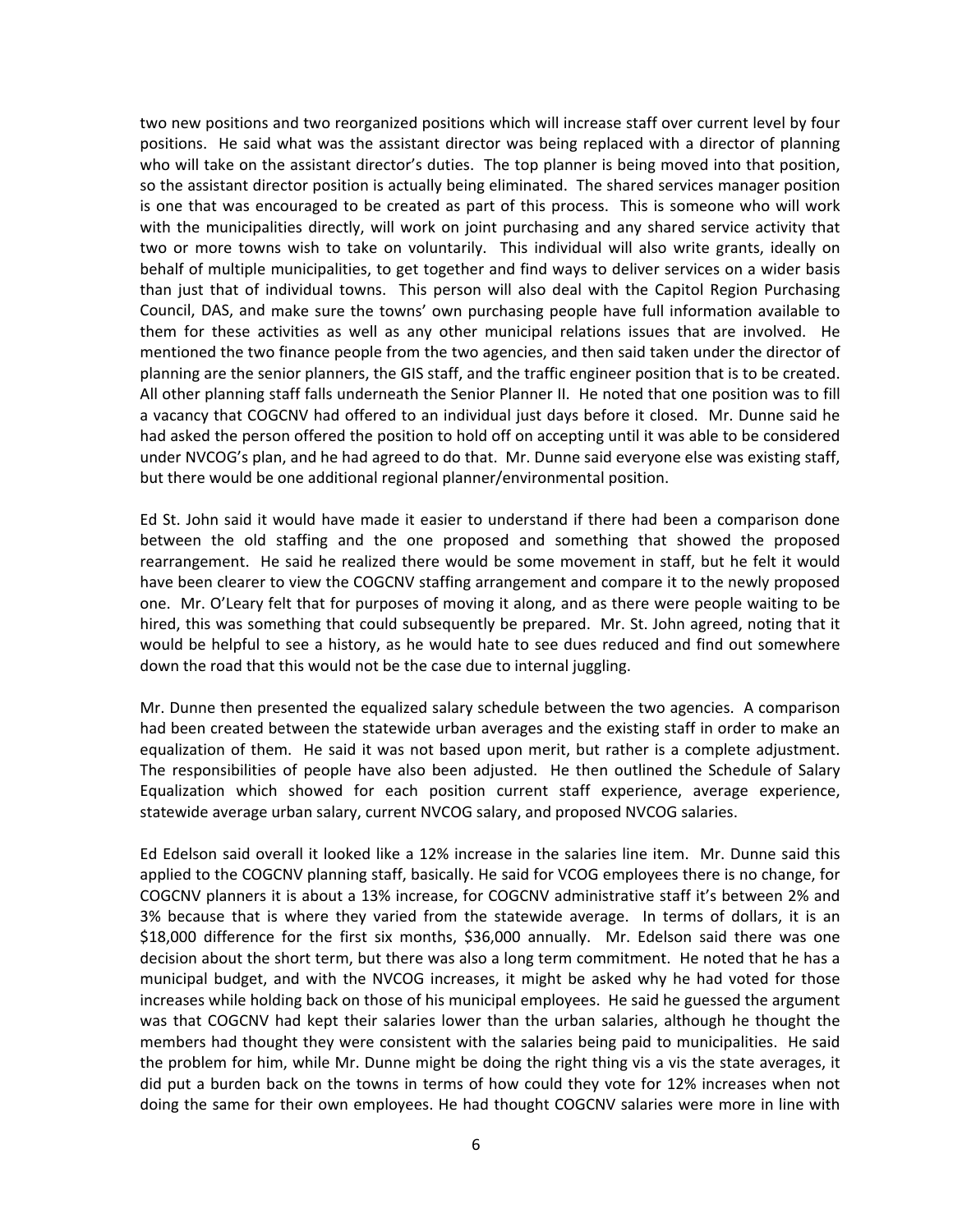two new positions and two reorganized positions which will increase staff over current level by four positions. He said what was the assistant director was being replaced with a director of planning who will take on the assistant director's duties. The top planner is being moved into that position, so the assistant director position is actually being eliminated. The shared services manager position is one that was encouraged to be created as part of this process. This is someone who will work with the municipalities directly, will work on joint purchasing and any shared service activity that two or more towns wish to take on voluntarily. This individual will also write grants, ideally on behalf of multiple municipalities, to get together and find ways to deliver services on a wider basis than just that of individual towns. This person will also deal with the Capitol Region Purchasing Council, DAS, and make sure the towns' own purchasing people have full information available to them for these activities as well as any other municipal relations issues that are involved. He mentioned the two finance people from the two agencies, and then said taken under the director of planning are the senior planners, the GIS staff, and the traffic engineer position that is to be created. All other planning staff falls underneath the Senior Planner II. He noted that one position was to fill a vacancy that COGCNV had offered to an individual just days before it closed. Mr. Dunne said he had asked the person offered the position to hold off on accepting until it was able to be considered under NVCOG's plan, and he had agreed to do that. Mr. Dunne said everyone else was existing staff, but there would be one additional regional planner/environmental position.

Ed St. John said it would have made it easier to understand if there had been a comparison done between the old staffing and the one proposed and something that showed the proposed rearrangement. He said he realized there would be some movement in staff, but he felt it would have been clearer to view the COGCNV staffing arrangement and compare it to the newly proposed one. Mr. O'Leary felt that for purposes of moving it along, and as there were people waiting to be hired, this was something that could subsequently be prepared. Mr. St. John agreed, noting that it would be helpful to see a history, as he would hate to see dues reduced and find out somewhere down the road that this would not be the case due to internal juggling.

Mr. Dunne then presented the equalized salary schedule between the two agencies. A comparison had been created between the statewide urban averages and the existing staff in order to make an equalization of them. He said it was not based upon merit, but rather is a complete adjustment. The responsibilities of people have also been adjusted. He then outlined the Schedule of Salary Equalization which showed for each position current staff experience, average experience, statewide average urban salary, current NVCOG salary, and proposed NVCOG salaries.

Ed Edelson said overall it looked like a 12% increase in the salaries line item. Mr. Dunne said this applied to the COGCNV planning staff, basically. He said for VCOG employees there is no change, for COGCNV planners it is about a 13% increase, for COGCNV administrative staff it's between 2% and 3% because that is where they varied from the statewide average. In terms of dollars, it is an $18,000 difference for the first six months, $36,000 annually. Mr. Edelson said there was one decision about the short term, but there was also a long term commitment. He noted that he has a municipal budget, and with the NVCOG increases, it might be asked why he had voted for those increases while holding back on those of his municipal employees. He said he guessed the argument was that COGCNV had kept their salaries lower than the urban salaries, although he thought the members had thought they were consistent with the salaries being paid to municipalities. He said the problem for him, while Mr. Dunne might be doing the right thing vis a vis the state averages, it did put a burden back on the towns in terms of how could they vote for 12% increases when not doing the same for their own employees. He had thought COGCNV salaries were more in line with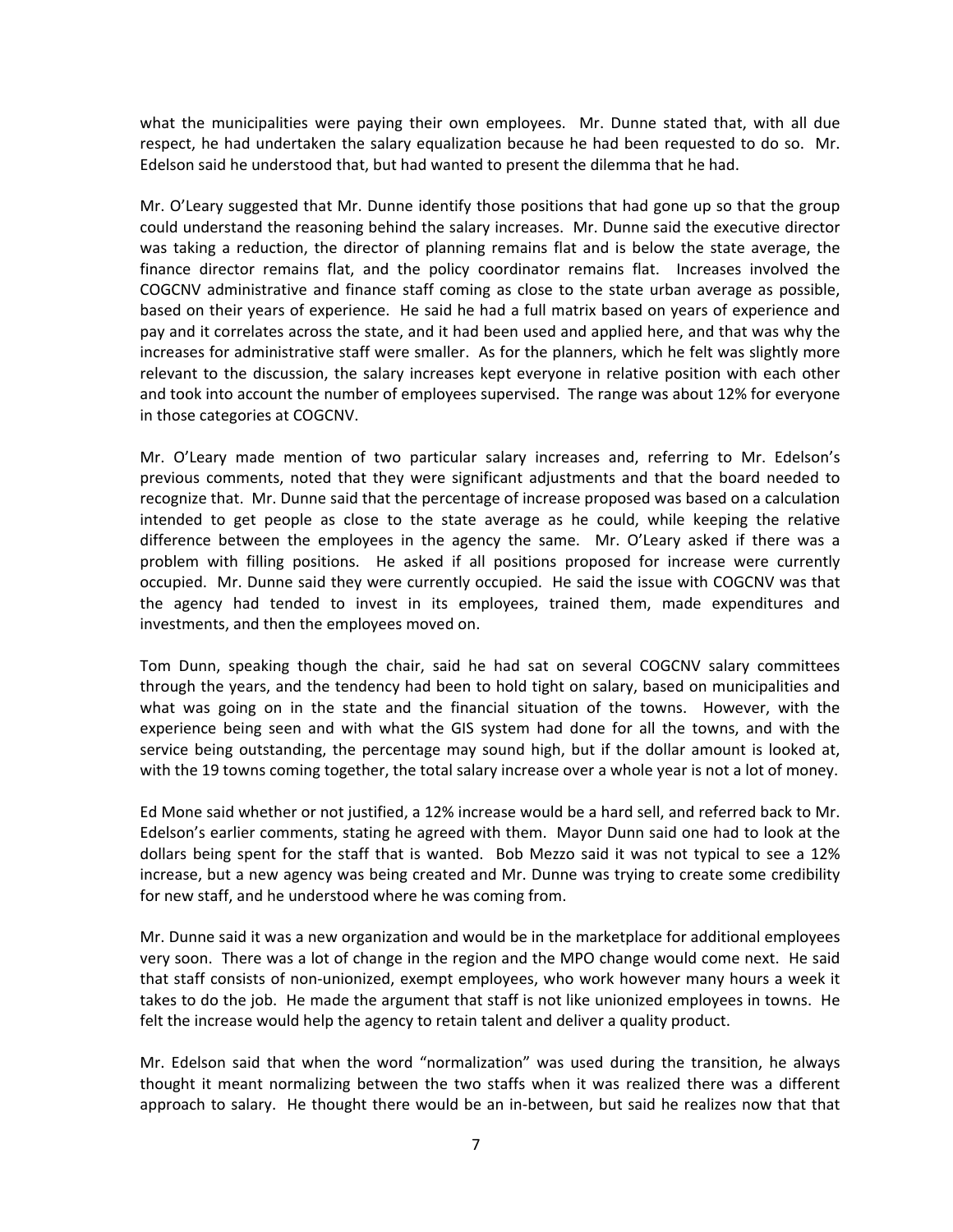what the municipalities were paying their own employees. Mr. Dunne stated that, with all due respect, he had undertaken the salary equalization because he had been requested to do so. Mr. Edelson said he understood that, but had wanted to present the dilemma that he had.

Mr. O'Leary suggested that Mr. Dunne identify those positions that had gone up so that the group could understand the reasoning behind the salary increases. Mr. Dunne said the executive director was taking a reduction, the director of planning remains flat and is below the state average, the finance director remains flat, and the policy coordinator remains flat. Increases involved the COGCNV administrative and finance staff coming as close to the state urban average as possible, based on their years of experience. He said he had a full matrix based on years of experience and pay and it correlates across the state, and it had been used and applied here, and that was why the increases for administrative staff were smaller. As for the planners, which he felt was slightly more relevant to the discussion, the salary increases kept everyone in relative position with each other and took into account the number of employees supervised. The range was about 12% for everyone in those categories at COGCNV.

Mr. O'Leary made mention of two particular salary increases and, referring to Mr. Edelson's previous comments, noted that they were significant adjustments and that the board needed to recognize that. Mr. Dunne said that the percentage of increase proposed was based on a calculation intended to get people as close to the state average as he could, while keeping the relative difference between the employees in the agency the same. Mr. O'Leary asked if there was a problem with filling positions. He asked if all positions proposed for increase were currently occupied. Mr. Dunne said they were currently occupied. He said the issue with COGCNV was that the agency had tended to invest in its employees, trained them, made expenditures and investments, and then the employees moved on.

Tom Dunn, speaking though the chair, said he had sat on several COGCNV salary committees through the years, and the tendency had been to hold tight on salary, based on municipalities and what was going on in the state and the financial situation of the towns. However, with the experience being seen and with what the GIS system had done for all the towns, and with the service being outstanding, the percentage may sound high, but if the dollar amount is looked at, with the 19 towns coming together, the total salary increase over a whole year is not a lot of money.

Ed Mone said whether or not justified, a 12% increase would be a hard sell, and referred back to Mr. Edelson's earlier comments, stating he agreed with them. Mayor Dunn said one had to look at the dollars being spent for the staff that is wanted. Bob Mezzo said it was not typical to see a 12% increase, but a new agency was being created and Mr. Dunne was trying to create some credibility for new staff, and he understood where he was coming from.

Mr. Dunne said it was a new organization and would be in the marketplace for additional employees very soon. There was a lot of change in the region and the MPO change would come next. He said that staff consists of non-unionized, exempt employees, who work however many hours a week it takes to do the job. He made the argument that staff is not like unionized employees in towns. He felt the increase would help the agency to retain talent and deliver a quality product.

Mr. Edelson said that when the word "normalization" was used during the transition, he always thought it meant normalizing between the two staffs when it was realized there was a different approach to salary. He thought there would be an in-between, but said he realizes now that that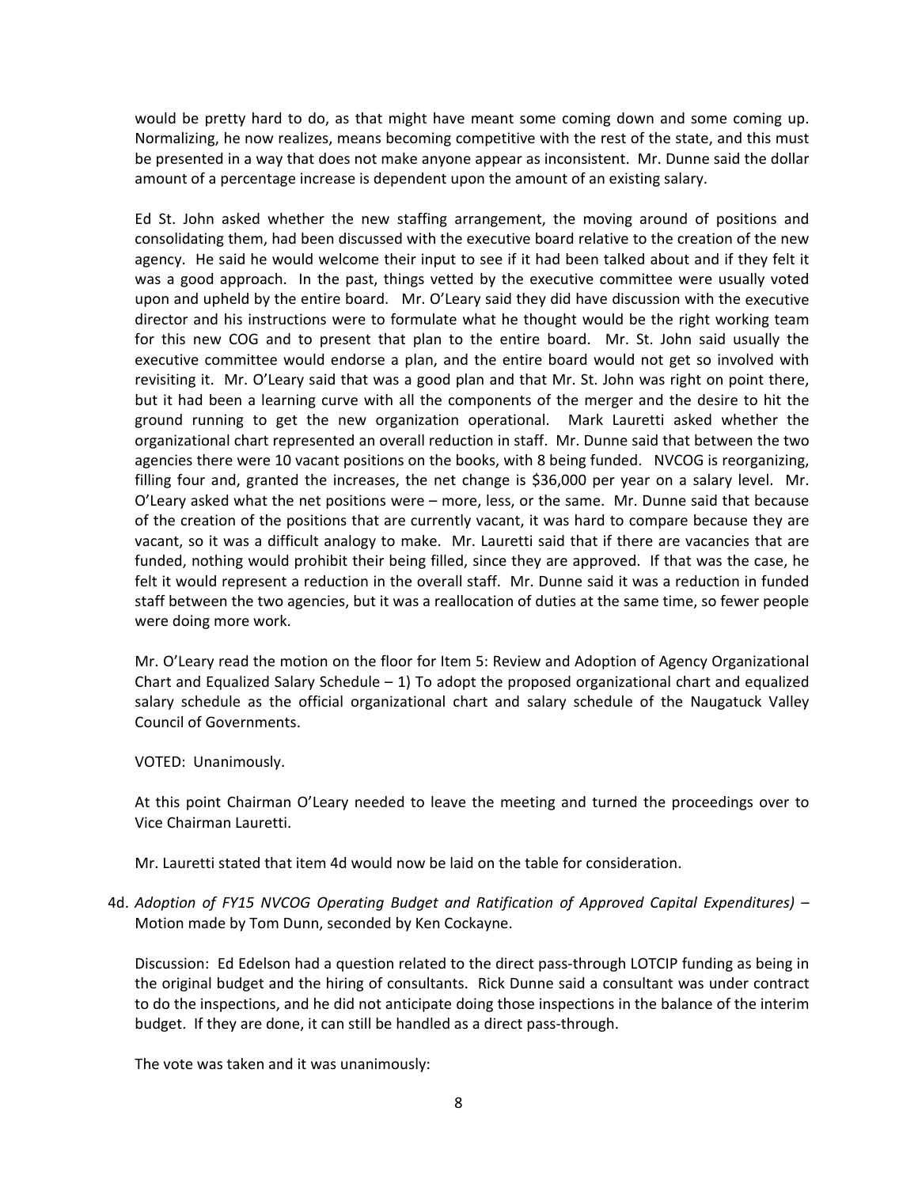would be pretty hard to do, as that might have meant some coming down and some coming up. Normalizing, he now realizes, means becoming competitive with the rest of the state, and this must be presented in a way that does not make anyone appear as inconsistent. Mr. Dunne said the dollar amount of a percentage increase is dependent upon the amount of an existing salary.

Ed St. John asked whether the new staffing arrangement, the moving around of positions and consolidating them, had been discussed with the executive board relative to the creation of the new agency. He said he would welcome their input to see if it had been talked about and if they felt it was a good approach. In the past, things vetted by the executive committee were usually voted upon and upheld by the entire board. Mr. O'Leary said they did have discussion with the executive director and his instructions were to formulate what he thought would be the right working team for this new COG and to present that plan to the entire board. Mr. St. John said usually the executive committee would endorse a plan, and the entire board would not get so involved with revisiting it. Mr. O'Leary said that was a good plan and that Mr. St. John was right on point there, but it had been a learning curve with all the components of the merger and the desire to hit the ground running to get the new organization operational. Mark Lauretti asked whether the organizational chart represented an overall reduction in staff. Mr. Dunne said that between the two agencies there were 10 vacant positions on the books, with 8 being funded. NVCOG is reorganizing, filling four and, granted the increases, the net change is $36,000 per year on a salary level. Mr. O'Leary asked what the net positions were – more, less, or the same. Mr. Dunne said that because of the creation of the positions that are currently vacant, it was hard to compare because they are vacant, so it was a difficult analogy to make. Mr. Lauretti said that if there are vacancies that are funded, nothing would prohibit their being filled, since they are approved. If that was the case, he felt it would represent a reduction in the overall staff. Mr. Dunne said it was a reduction in funded staff between the two agencies, but it was a reallocation of duties at the same time, so fewer people were doing more work.

Mr. O'Leary read the motion on the floor for Item 5: Review and Adoption of Agency Organizational Chart and Equalized Salary Schedule – 1) To adopt the proposed organizational chart and equalized salary schedule as the official organizational chart and salary schedule of the Naugatuck Valley Council of Governments.

VOTED: Unanimously.

At this point Chairman O'Leary needed to leave the meeting and turned the proceedings over to Vice Chairman Lauretti.

Mr. Lauretti stated that item 4d would now be laid on the table for consideration.

4d. *Adoption of FY15 NVCOG Operating Budget and Ratification of Approved Capital Expenditures)* – Motion made by Tom Dunn, seconded by Ken Cockayne.

Discussion: Ed Edelson had a question related to the direct pass-through LOTCIP funding as being in the original budget and the hiring of consultants. Rick Dunne said a consultant was under contract to do the inspections, and he did not anticipate doing those inspections in the balance of the interim budget. If they are done, it can still be handled as a direct pass-through.

The vote was taken and it was unanimously: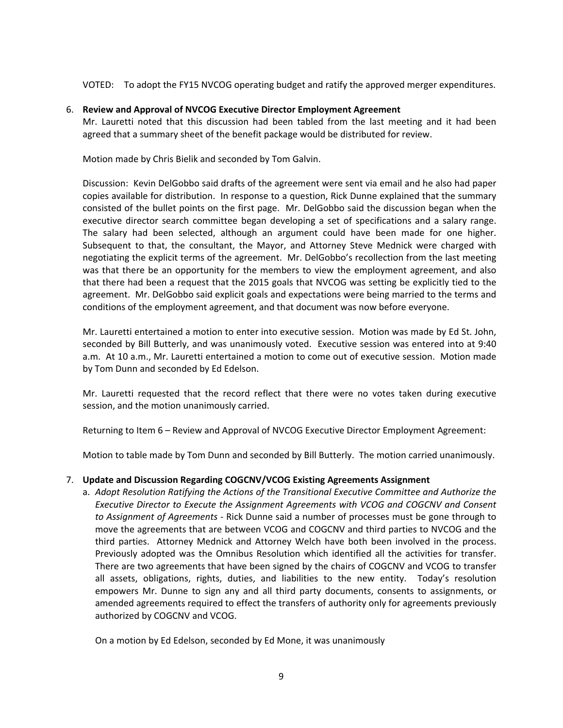VOTED: To adopt the FY15 NVCOG operating budget and ratify the approved merger expenditures.

6. **Review and Approval of NVCOG Executive Director Employment Agreement**
   Mr. Lauretti noted that this discussion had been tabled from the last meeting and it had been agreed that a summary sheet of the benefit package would be distributed for review.

   Motion made by Chris Bielik and seconded by Tom Galvin.

   Discussion: Kevin DelGobbo said drafts of the agreement were sent via email and he also had paper copies available for distribution. In response to a question, Rick Dunne explained that the summary consisted of the bullet points on the first page. Mr. DelGobbo said the discussion began when the executive director search committee began developing a set of specifications and a salary range. The salary had been selected, although an argument could have been made for one higher. Subsequent to that, the consultant, the Mayor, and Attorney Steve Mednick were charged with negotiating the explicit terms of the agreement. Mr. DelGobbo's recollection from the last meeting was that there be an opportunity for the members to view the employment agreement, and also that there had been a request that the 2015 goals that NVCOG was setting be explicitly tied to the agreement. Mr. DelGobbo said explicit goals and expectations were being married to the terms and conditions of the employment agreement, and that document was now before everyone.

   Mr. Lauretti entertained a motion to enter into executive session. Motion was made by Ed St. John, seconded by Bill Butterly, and was unanimously voted. Executive session was entered into at 9:40 a.m. At 10 a.m., Mr. Lauretti entertained a motion to come out of executive session. Motion made by Tom Dunn and seconded by Ed Edelson.

   Mr. Lauretti requested that the record reflect that there were no votes taken during executive session, and the motion unanimously carried.

   Returning to Item 6 – Review and Approval of NVCOG Executive Director Employment Agreement:

   Motion to table made by Tom Dunn and seconded by Bill Butterly. The motion carried unanimously.

7. **Update and Discussion Regarding COGCNV/VCOG Existing Agreements Assignment**
   a. *Adopt Resolution Ratifying the Actions of the Transitional Executive Committee and Authorize the Executive Director to Execute the Assignment Agreements with VCOG and COGCNV and Consent to Assignment of Agreements* - Rick Dunne said a number of processes must be gone through to move the agreements that are between VCOG and COGCNV and third parties to NVCOG and the third parties. Attorney Mednick and Attorney Welch have both been involved in the process. Previously adopted was the Omnibus Resolution which identified all the activities for transfer. There are two agreements that have been signed by the chairs of COGCNV and VCOG to transfer all assets, obligations, rights, duties, and liabilities to the new entity. Today's resolution empowers Mr. Dunne to sign any and all third party documents, consents to assignments, or amended agreements required to effect the transfers of authority only for agreements previously authorized by COGCNV and VCOG.

      On a motion by Ed Edelson, seconded by Ed Mone, it was unanimously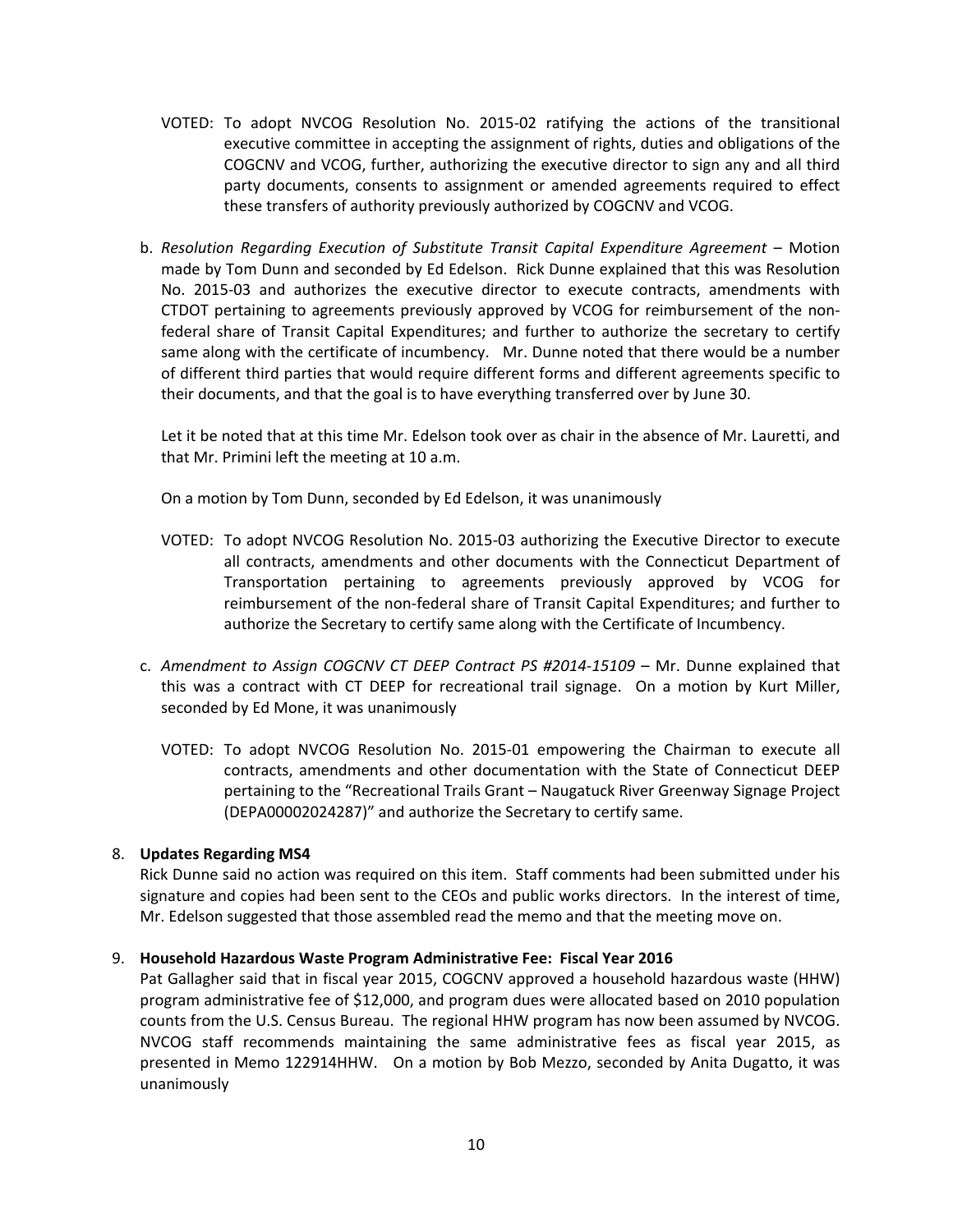VOTED: To adopt NVCOG Resolution No. 2015-02 ratifying the actions of the transitional executive committee in accepting the assignment of rights, duties and obligations of the COGCNV and VCOG, further, authorizing the executive director to sign any and all third party documents, consents to assignment or amended agreements required to effect these transfers of authority previously authorized by COGCNV and VCOG.

b. *Resolution Regarding Execution of Substitute Transit Capital Expenditure Agreement* – Motion made by Tom Dunn and seconded by Ed Edelson. Rick Dunne explained that this was Resolution No. 2015-03 and authorizes the executive director to execute contracts, amendments with CTDOT pertaining to agreements previously approved by VCOG for reimbursement of the non-federal share of Transit Capital Expenditures; and further to authorize the secretary to certify same along with the certificate of incumbency. Mr. Dunne noted that there would be a number of different third parties that would require different forms and different agreements specific to their documents, and that the goal is to have everything transferred over by June 30.

Let it be noted that at this time Mr. Edelson took over as chair in the absence of Mr. Lauretti, and that Mr. Primini left the meeting at 10 a.m.

On a motion by Tom Dunn, seconded by Ed Edelson, it was unanimously

VOTED: To adopt NVCOG Resolution No. 2015-03 authorizing the Executive Director to execute all contracts, amendments and other documents with the Connecticut Department of Transportation pertaining to agreements previously approved by VCOG for reimbursement of the non-federal share of Transit Capital Expenditures; and further to authorize the Secretary to certify same along with the Certificate of Incumbency.

c. *Amendment to Assign COGCNV CT DEEP Contract PS #2014-15109* – Mr. Dunne explained that this was a contract with CT DEEP for recreational trail signage. On a motion by Kurt Miller, seconded by Ed Mone, it was unanimously

VOTED: To adopt NVCOG Resolution No. 2015-01 empowering the Chairman to execute all contracts, amendments and other documentation with the State of Connecticut DEEP pertaining to the "Recreational Trails Grant – Naugatuck River Greenway Signage Project (DEPA00002024287)" and authorize the Secretary to certify same.

8. **Updates Regarding MS4**

Rick Dunne said no action was required on this item. Staff comments had been submitted under his signature and copies had been sent to the CEOs and public works directors. In the interest of time, Mr. Edelson suggested that those assembled read the memo and that the meeting move on.

9. **Household Hazardous Waste Program Administrative Fee: Fiscal Year 2016**

Pat Gallagher said that in fiscal year 2015, COGCNV approved a household hazardous waste (HHW) program administrative fee of $12,000, and program dues were allocated based on 2010 population counts from the U.S. Census Bureau. The regional HHW program has now been assumed by NVCOG. NVCOG staff recommends maintaining the same administrative fees as fiscal year 2015, as presented in Memo 122914HHW. On a motion by Bob Mezzo, seconded by Anita Dugatto, it was unanimously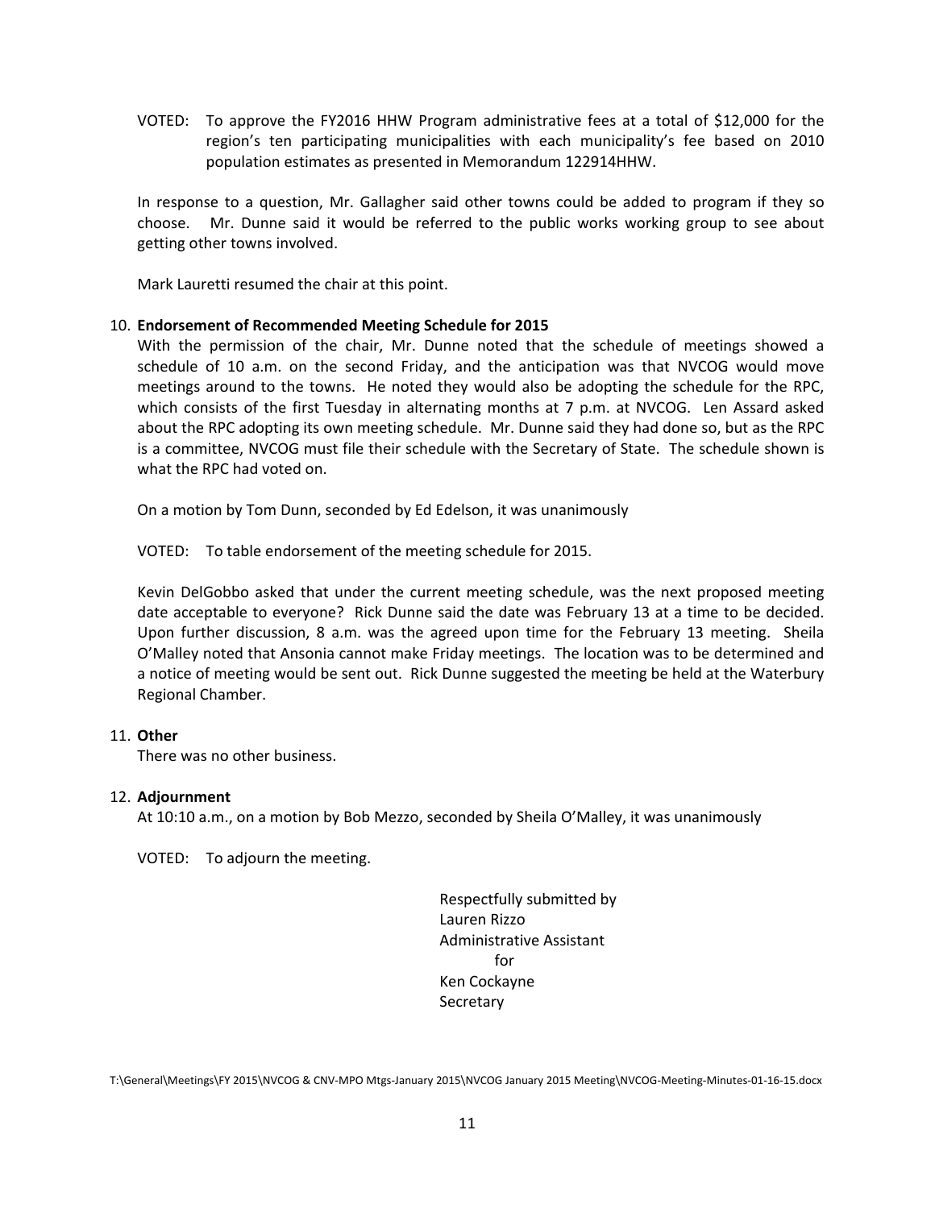VOTED: To approve the FY2016 HHW Program administrative fees at a total of $12,000 for the region's ten participating municipalities with each municipality's fee based on 2010 population estimates as presented in Memorandum 122914HHW.

In response to a question, Mr. Gallagher said other towns could be added to program if they so choose. Mr. Dunne said it would be referred to the public works working group to see about getting other towns involved.

Mark Lauretti resumed the chair at this point.

10. **Endorsement of Recommended Meeting Schedule for 2015**

With the permission of the chair, Mr. Dunne noted that the schedule of meetings showed a schedule of 10 a.m. on the second Friday, and the anticipation was that NVCOG would move meetings around to the towns. He noted they would also be adopting the schedule for the RPC, which consists of the first Tuesday in alternating months at 7 p.m. at NVCOG. Len Assard asked about the RPC adopting its own meeting schedule. Mr. Dunne said they had done so, but as the RPC is a committee, NVCOG must file their schedule with the Secretary of State. The schedule shown is what the RPC had voted on.

On a motion by Tom Dunn, seconded by Ed Edelson, it was unanimously

VOTED: To table endorsement of the meeting schedule for 2015.

Kevin DelGobbo asked that under the current meeting schedule, was the next proposed meeting date acceptable to everyone? Rick Dunne said the date was February 13 at a time to be decided. Upon further discussion, 8 a.m. was the agreed upon time for the February 13 meeting. Sheila O'Malley noted that Ansonia cannot make Friday meetings. The location was to be determined and a notice of meeting would be sent out. Rick Dunne suggested the meeting be held at the Waterbury Regional Chamber.

11. **Other**

There was no other business.

12. **Adjournment**

At 10:10 a.m., on a motion by Bob Mezzo, seconded by Sheila O'Malley, it was unanimously

VOTED: To adjourn the meeting.

Respectfully submitted by
Lauren Rizzo
Administrative Assistant
for
Ken Cockayne
Secretary

T:\General\Meetings\FY 2015\NVCOG & CNV-MPO Mtgs-January 2015\NVCOG January 2015 Meeting\NVCOG-Meeting-Minutes-01-16-15.docx